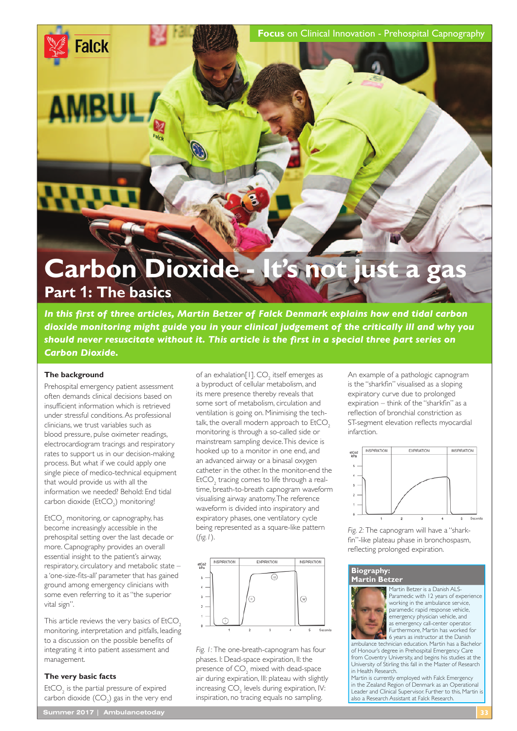# Carbon Dioxide - It's not just a gas

## Part 1: The basics

***In this first of three articles, Martin Betzer of Falck Denmark explains how end tidal carbon dioxide monitoring might guide you in your clinical judgement of the critically ill and why you should never resuscitate without it. This article is the first in a special three part series on Carbon Dioxide.***

### The background

Prehospital emergency patient assessment often demands clinical decisions based on insufficient information which is retrieved under stressful conditions. As professional clinicians, we trust variables such as blood pressure, pulse oximeter readings, electrocardiogram tracings and respiratory rates to support us in our decision-making process. But what if we could apply one single piece of medico-technical equipment that would provide us with all the information we needed? Behold: End tidal carbon dioxide ($EtCO_2$) monitoring!

$EtCO_2$ monitoring, or capnography, has become increasingly accessible in the prehospital setting over the last decade or more. Capnography provides an overall essential insight to the patient's airway, respiratory, circulatory and metabolic state – a 'one-size-fits-all' parameter that has gained ground among emergency clinicians with some even referring to it as "the superior vital sign".

This article reviews the very basics of $EtCO_2$ monitoring, interpretation and pitfalls, leading to a discussion on the possible benefits of integrating it into patient assessment and management.

### The very basic facts

$EtCO_2$ is the partial pressure of expired carbon dioxide ($CO_2$) gas in the very end of an exhalation[1]. $CO_2$ itself emerges as a byproduct of cellular metabolism, and its mere presence thereby reveals that some sort of metabolism, circulation and ventilation is going on. Minimising the tech-talk, the overall modern approach to $EtCO_2$ monitoring is through a so-called side or mainstream sampling device. This device is hooked up to a monitor in one end, and an advanced airway or a binasal oxygen catheter in the other. In the monitor-end the $EtCO_2$ tracing comes to life through a real-time, breath-to-breath capnogram waveform visualising airway anatomy. The reference waveform is divided into inspiratory and expiratory phases, one ventilatory cycle being represented as a square-like pattern (*fig. 1*).

*Fig. 1:* The one-breath-capnogram has four phases. I: Dead-space expiration, II: the presence of $CO_2$ mixed with dead-space air during expiration, III: plateau with slightly increasing $CO_2$ levels during expiration, IV: inspiration, no tracing equals no sampling.

An example of a pathologic capnogram is the "sharkfin" visualised as a sloping expiratory curve due to prolonged expiration – think of the "sharkfin" as a reflection of bronchial constriction as ST-segment elevation reflects myocardial infarction.

*Fig. 2:* The capnogram will have a "shark-fin"-like plateau phase in bronchospasm, reflecting prolonged expiration.

### Biography: Martin Betzer

Martin Betzer is a Danish ALS-Paramedic with 12 years of experience working in the ambulance service, paramedic rapid response vehicle, emergency physician vehicle, and as emergency call-center operator. Furthermore, Martin has worked for 6 years as instructor at the Danish ambulance technician education. Martin has a Bachelor of Honour's degree in Prehospital Emergency Care from Coventry University, and begins his studies at the University of Stirling this fall in the Master of Research in Health Research.
Martin is currently employed with Falck Emergency in the Zealand Region of Denmark as an Operational Leader and Clinical Supervisor. Further to this, Martin is also a Research Assistant at Falck Research.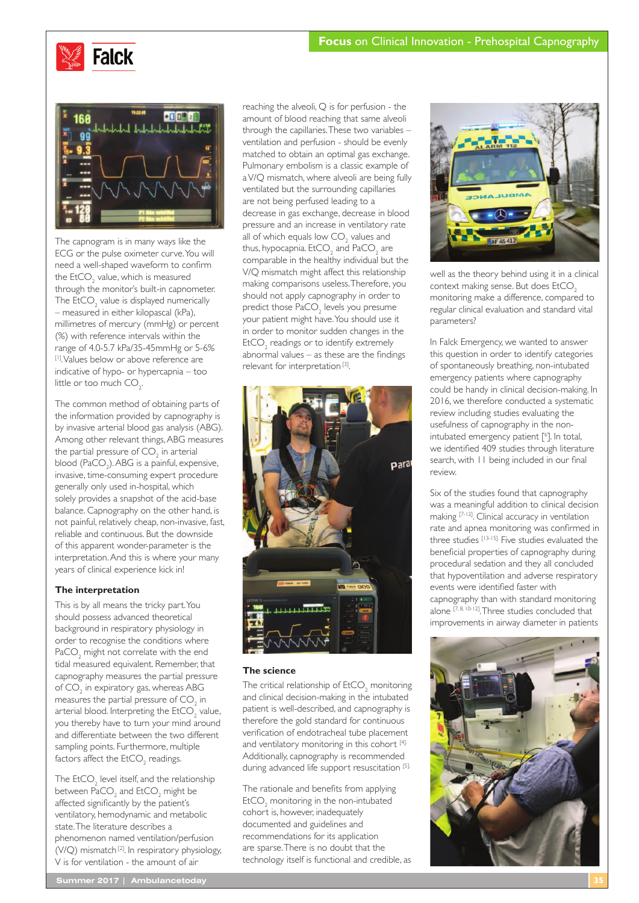The capnogram is in many ways like the ECG or the pulse oximeter curve. You will need a well-shaped waveform to confirm the $EtCO_2$ value, which is measured through the monitor's built-in capnometer. The $EtCO_2$ value is displayed numerically – measured in either kilopascal (kPa), millimetres of mercury (mmHg) or percent (%) with reference intervals within the range of 4.0-5.7 kPa/35-45mmHg or 5-6% [1]. Values below or above reference are indicative of hypo- or hypercapnia – too little or too much $CO_2$.

The common method of obtaining parts of the information provided by capnography is by invasive arterial blood gas analysis (ABG). Among other relevant things, ABG measures the partial pressure of $CO_2$ in arterial blood ($PaCO_2$). ABG is a painful, expensive, invasive, time-consuming expert procedure generally only used in-hospital, which solely provides a snapshot of the acid-base balance. Capnography on the other hand, is not painful, relatively cheap, non-invasive, fast, reliable and continuous. But the downside of this apparent wonder-parameter is the interpretation. And this is where your many years of clinical experience kick in!

### The interpretation

This is by all means the tricky part. You should possess advanced theoretical background in respiratory physiology in order to recognise the conditions where $PaCO_2$ might not correlate with the end tidal measured equivalent. Remember, that capnography measures the partial pressure of $CO_2$ in expiratory gas, whereas ABG measures the partial pressure of $CO_2$ in arterial blood. Interpreting the $EtCO_2$ value, you thereby have to turn your mind around and differentiate between the two different sampling points. Furthermore, multiple factors affect the $EtCO_2$ readings.

The $EtCO_2$ level itself, and the relationship between $PaCO_2$ and $EtCO_2$ might be affected significantly by the patient's ventilatory, hemodynamic and metabolic state. The literature describes a phenomenon named ventilation/perfusion (V/Q) mismatch [2]. In respiratory physiology, V is for ventilation - the amount of air reaching the alveoli, Q is for perfusion - the amount of blood reaching that same alveoli through the capillaries. These two variables – ventilation and perfusion - should be evenly matched to obtain an optimal gas exchange. Pulmonary embolism is a classic example of a V/Q mismatch, where alveoli are being fully ventilated but the surrounding capillaries are not being perfused leading to a decrease in gas exchange, decrease in blood pressure and an increase in ventilatory rate all of which equals low $CO_2$ values and thus, hypocapnia. $EtCO_2$ and $PaCO_2$ are comparable in the healthy individual but the V/Q mismatch might affect this relationship making comparisons useless. Therefore, you should not apply capnography in order to predict those $PaCO_2$ levels you presume your patient might have. You should use it in order to monitor sudden changes in the $EtCO_2$ readings or to identify extremely abnormal values – as these are the findings relevant for interpretation [3].

### The science

The critical relationship of $EtCO_2$ monitoring and clinical decision-making in the intubated patient is well-described, and capnography is therefore the gold standard for continuous verification of endotracheal tube placement and ventilatory monitoring in this cohort [4]. Additionally, capnography is recommended during advanced life support resuscitation [5].

The rationale and benefits from applying $EtCO_2$ monitoring in the non-intubated cohort is, however, inadequately documented and guidelines and recommendations for its application are sparse. There is no doubt that the technology itself is functional and credible, as well as the theory behind using it in a clinical context making sense. But does $EtCO_2$ monitoring make a difference, compared to regular clinical evaluation and standard vital parameters?

In Falck Emergency, we wanted to answer this question in order to identify categories of spontaneously breathing, non-intubated emergency patients where capnography could be handy in clinical decision-making. In 2016, we therefore conducted a systematic review including studies evaluating the usefulness of capnography in the non-intubated emergency patient [6]. In total, we identified 409 studies through literature search, with 11 being included in our final review.

Six of the studies found that capnography was a meaningful addition to clinical decision making [7-12]. Clinical accuracy in ventilation rate and apnea monitoring was confirmed in three studies [13-15]. Five studies evaluated the beneficial properties of capnography during procedural sedation and they all concluded that hypoventilation and adverse respiratory events were identified faster with capnography than with standard monitoring alone [7, 8, 10-12]. Three studies concluded that improvements in airway diameter in patients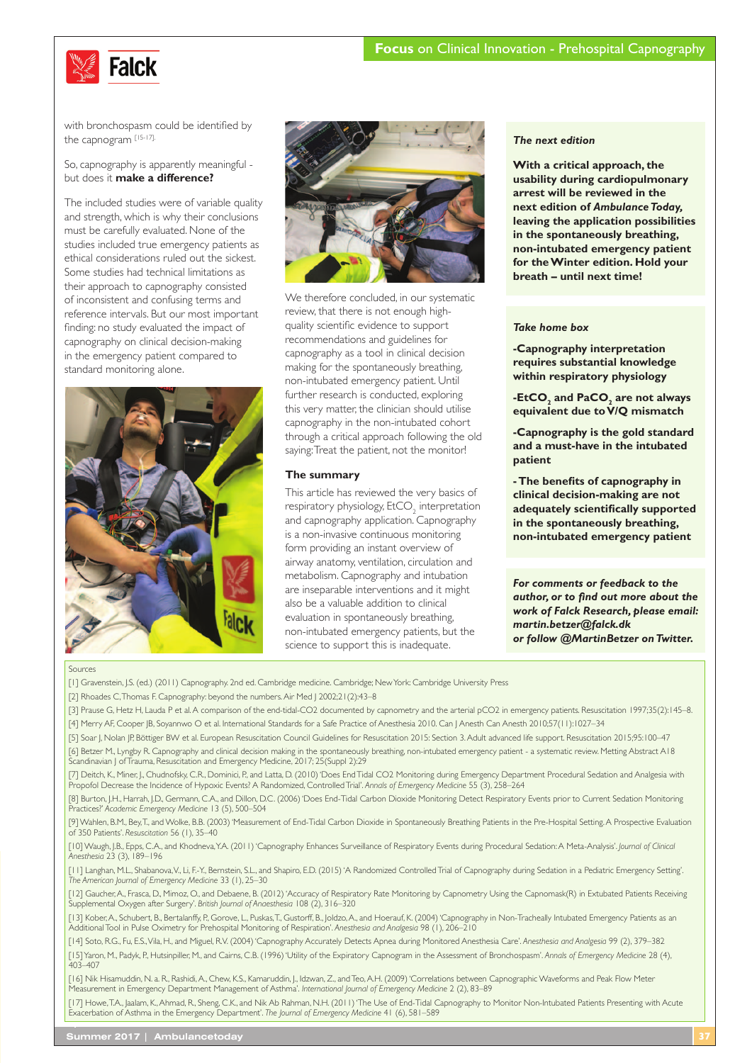with bronchospasm could be identified by the capnogram [15-17].

So, capnography is apparently meaningful - but does it **make a difference?**

The included studies were of variable quality and strength, which is why their conclusions must be carefully evaluated. None of the studies included true emergency patients as ethical considerations ruled out the sickest. Some studies had technical limitations as their approach to capnography consisted of inconsistent and confusing terms and reference intervals. But our most important finding: no study evaluated the impact of capnography on clinical decision-making in the emergency patient compared to standard monitoring alone.

We therefore concluded, in our systematic review, that there is not enough high-quality scientific evidence to support recommendations and guidelines for capnography as a tool in clinical decision making for the spontaneously breathing, non-intubated emergency patient. Until further research is conducted, exploring this very matter, the clinician should utilise capnography in the non-intubated cohort through a critical approach following the old saying: Treat the patient, not the monitor!

### The summary

This article has reviewed the very basics of respiratory physiology, $EtCO_2$ interpretation and capnography application. Capnography is a non-invasive continuous monitoring form providing an instant overview of airway anatomy, ventilation, circulation and metabolism. Capnography and intubation are inseparable interventions and it might also be a valuable addition to clinical evaluation in spontaneously breathing, non-intubated emergency patients, but the science to support this is inadequate.

***The next edition***

**With a critical approach, the usability during cardiopulmonary arrest will be reviewed in the next edition of *Ambulance Today*, leaving the application possibilities in the spontaneously breathing, non-intubated emergency patient for the Winter edition. Hold your breath – until next time!**

***Take home box***

**-Capnography interpretation requires substantial knowledge within respiratory physiology**

**-$EtCO_2$ and $PaCO_2$ are not always equivalent due to V/Q mismatch**

**-Capnography is the gold standard and a must-have in the intubated patient**

**- The benefits of capnography in clinical decision-making are not adequately scientifically supported in the spontaneously breathing, non-intubated emergency patient**

***For comments or feedback to the author, or to find out more about the work of Falck Research, please email: martin.betzer@falck.dk or follow @MartinBetzer on Twitter.***

Sources

[1] Gravenstein, J.S. (ed.) (2011) Capnography. 2nd ed. Cambridge medicine. Cambridge; New York: Cambridge University Press

[2] Rhoades C, Thomas F. Capnography: beyond the numbers. Air Med J 2002;21(2):43–8

[3] Prause G, Hetz H, Lauda P et al. A comparison of the end-tidal-CO2 documented by capnometry and the arterial pCO2 in emergency patients. Resuscitation 1997;35(2):145–8.

[4] Merry AF, Cooper JB, Soyannwo O et al. International Standards for a Safe Practice of Anesthesia 2010. Can J Anesth Can Anesth 2010;57(11):1027–34

[5] Soar J, Nolan JP, Böttiger BW et al. European Resuscitation Council Guidelines for Resuscitation 2015: Section 3. Adult advanced life support. Resuscitation 2015;95:100–47

[6] Betzer M., Lyngby R. Capnography and clinical decision making in the spontaneously breathing, non-intubated emergency patient - a systematic review. Metting Abstract A18 Scandinavian J of Trauma, Resuscitation and Emergency Medicine, 2017; 25(Suppl 2):29

[7] Deitch, K., Miner, J., Chudnofsky, C.R., Dominici, P., and Latta, D. (2010) 'Does End Tidal CO2 Monitoring during Emergency Department Procedural Sedation and Analgesia with Propofol Decrease the Incidence of Hypoxic Events? A Randomized, Controlled Trial'. *Annals of Emergency Medicine* 55 (3), 258–264

[8] Burton, J.H., Harrah, J.D., Germann, C.A., and Dillon, D.C. (2006) 'Does End-Tidal Carbon Dioxide Monitoring Detect Respiratory Events prior to Current Sedation Monitoring Practices?' *Academic Emergency Medicine* 13 (5), 500–504

[9] Wahlen, B.M., Bey, T., and Wolke, B.B. (2003) 'Measurement of End-Tidal Carbon Dioxide in Spontaneously Breathing Patients in the Pre-Hospital Setting. A Prospective Evaluation of 350 Patients'. *Resuscitation* 56 (1), 35–40

[10] Waugh, J.B., Epps, C.A., and Khodneva, Y.A. (2011) 'Capnography Enhances Surveillance of Respiratory Events during Procedural Sedation: A Meta-Analysis'. *Journal of Clinical Anesthesia* 23 (3), 189–196

[11] Langhan, M.L., Shabanova, V., Li, F.-Y., Bernstein, S.L., and Shapiro, E.D. (2015) 'A Randomized Controlled Trial of Capnography during Sedation in a Pediatric Emergency Setting'. *The American Journal of Emergency Medicine* 33 (1), 25–30

[12] Gaucher, A., Frasca, D., Mimoz, O., and Debaene, B. (2012) 'Accuracy of Respiratory Rate Monitoring by Capnometry Using the Capnomask(R) in Extubated Patients Receiving Supplemental Oxygen after Surgery'. *British Journal of Anaesthesia* 108 (2), 316–320

[13] Kober, A., Schubert, B., Bertalanffy, P., Gorove, L., Puskas, T., Gustorff, B., Joldzo, A., and Hoerauf, K. (2004) 'Capnography in Non-Tracheally Intubated Emergency Patients as an Additional Tool in Pulse Oximetry for Prehospital Monitoring of Respiration'. *Anesthesia and Analgesia* 98 (1), 206–210

[14] Soto, R.G., Fu, E.S., Vila, H., and Miguel, R.V. (2004) 'Capnography Accurately Detects Apnea during Monitored Anesthesia Care'. *Anesthesia and Analgesia* 99 (2), 379–382

[15] Yaron, M., Padyk, P., Hutsinpiller, M., and Cairns, C.B. (1996) 'Utility of the Expiratory Capnogram in the Assessment of Bronchospasm'. *Annals of Emergency Medicine* 28 (4), 403–407

[16] Nik Hisamuddin, N. a. R., Rashidi, A., Chew, K.S., Kamaruddin, J., Idzwan, Z., and Teo, A.H. (2009) 'Correlations between Capnographic Waveforms and Peak Flow Meter Measurement in Emergency Department Management of Asthma'. *International Journal of Emergency Medicine* 2 (2), 83–89

[17] Howe, T.A., Jaalam, K., Ahmad, R., Sheng, C.K., and Nik Ab Rahman, N.H. (2011) 'The Use of End-Tidal Capnography to Monitor Non-Intubated Patients Presenting with Acute Exacerbation of Asthma in the Emergency Department'. *The Journal of Emergency Medicine* 41 (6), 581–589